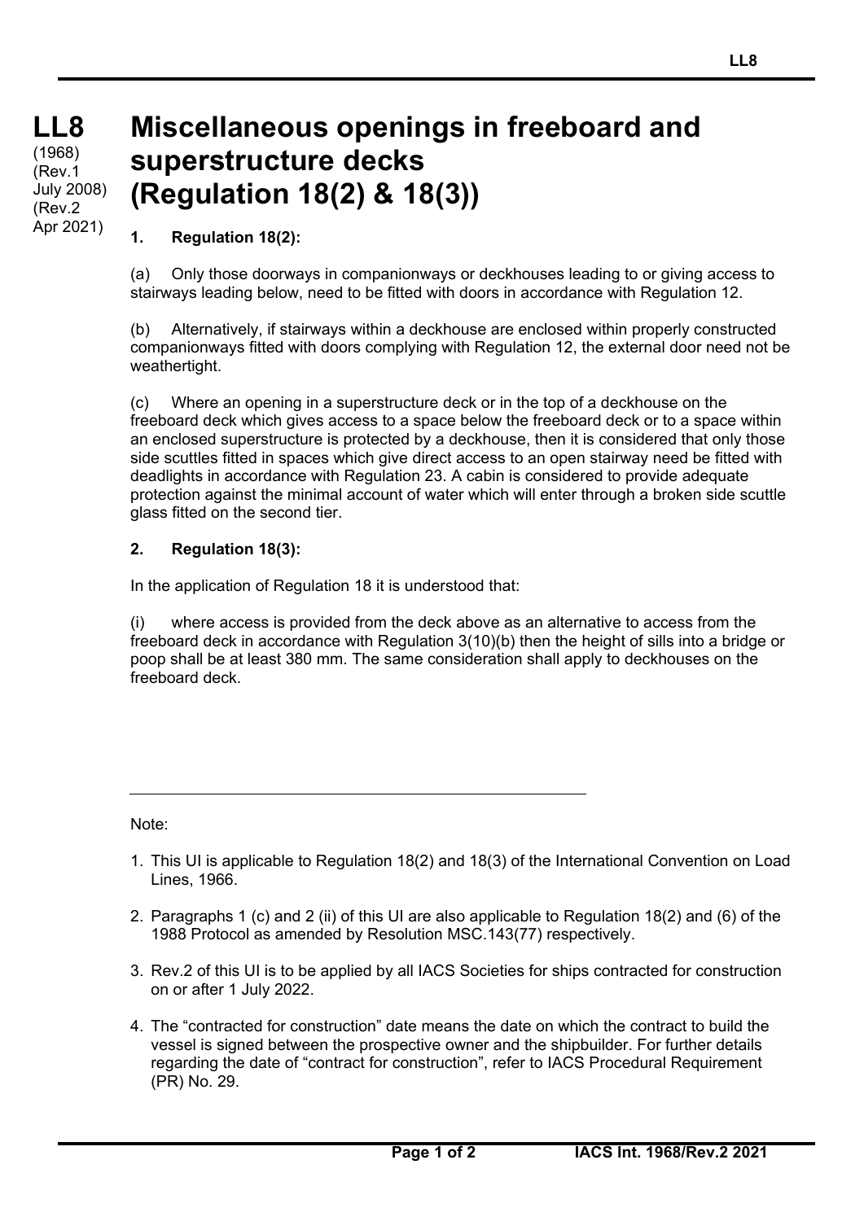# LL8 Miscellaneous openings in freeboard and superstructure decks (Regulation 18(2) & 18(3))

(1968)
(Rev.1 July 2008)
(Rev.2 Apr 2021)

### 1. Regulation 18(2):

(a) Only those doorways in companionways or deckhouses leading to or giving access to stairways leading below, need to be fitted with doors in accordance with Regulation 12.

(b) Alternatively, if stairways within a deckhouse are enclosed within properly constructed companionways fitted with doors complying with Regulation 12, the external door need not be weathertight.

(c) Where an opening in a superstructure deck or in the top of a deckhouse on the freeboard deck which gives access to a space below the freeboard deck or to a space within an enclosed superstructure is protected by a deckhouse, then it is considered that only those side scuttles fitted in spaces which give direct access to an open stairway need be fitted with deadlights in accordance with Regulation 23. A cabin is considered to provide adequate protection against the minimal account of water which will enter through a broken side scuttle glass fitted on the second tier.

### 2. Regulation 18(3):

In the application of Regulation 18 it is understood that:

(i) where access is provided from the deck above as an alternative to access from the freeboard deck in accordance with Regulation 3(10)(b) then the height of sills into a bridge or poop shall be at least 380 mm. The same consideration shall apply to deckhouses on the freeboard deck.

---

Note:

1. This UI is applicable to Regulation 18(2) and 18(3) of the International Convention on Load Lines, 1966.

2. Paragraphs 1 (c) and 2 (ii) of this UI are also applicable to Regulation 18(2) and (6) of the 1988 Protocol as amended by Resolution MSC.143(77) respectively.

3. Rev.2 of this UI is to be applied by all IACS Societies for ships contracted for construction on or after 1 July 2022.

4. The "contracted for construction" date means the date on which the contract to build the vessel is signed between the prospective owner and the shipbuilder. For further details regarding the date of "contract for construction", refer to IACS Procedural Requirement (PR) No. 29.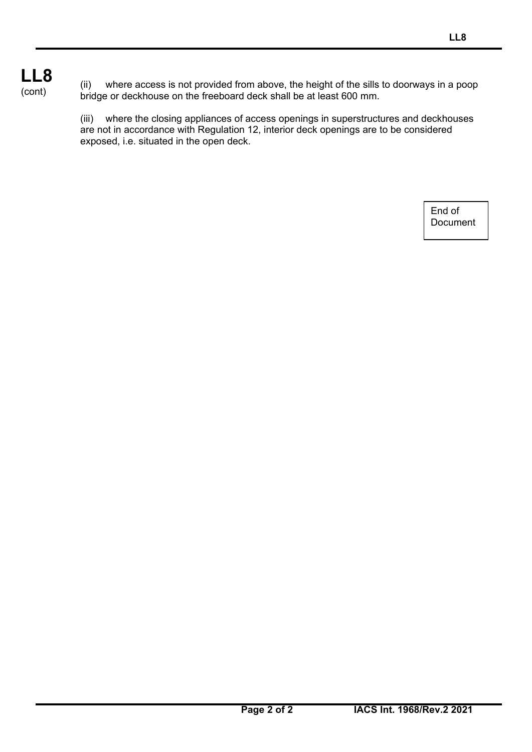**LL8**
(cont)

(ii) where access is not provided from above, the height of the sills to doorways in a poop bridge or deckhouse on the freeboard deck shall be at least 600 mm.

(iii) where the closing appliances of access openings in superstructures and deckhouses are not in accordance with Regulation 12, interior deck openings are to be considered exposed, i.e. situated in the open deck.

End of Document